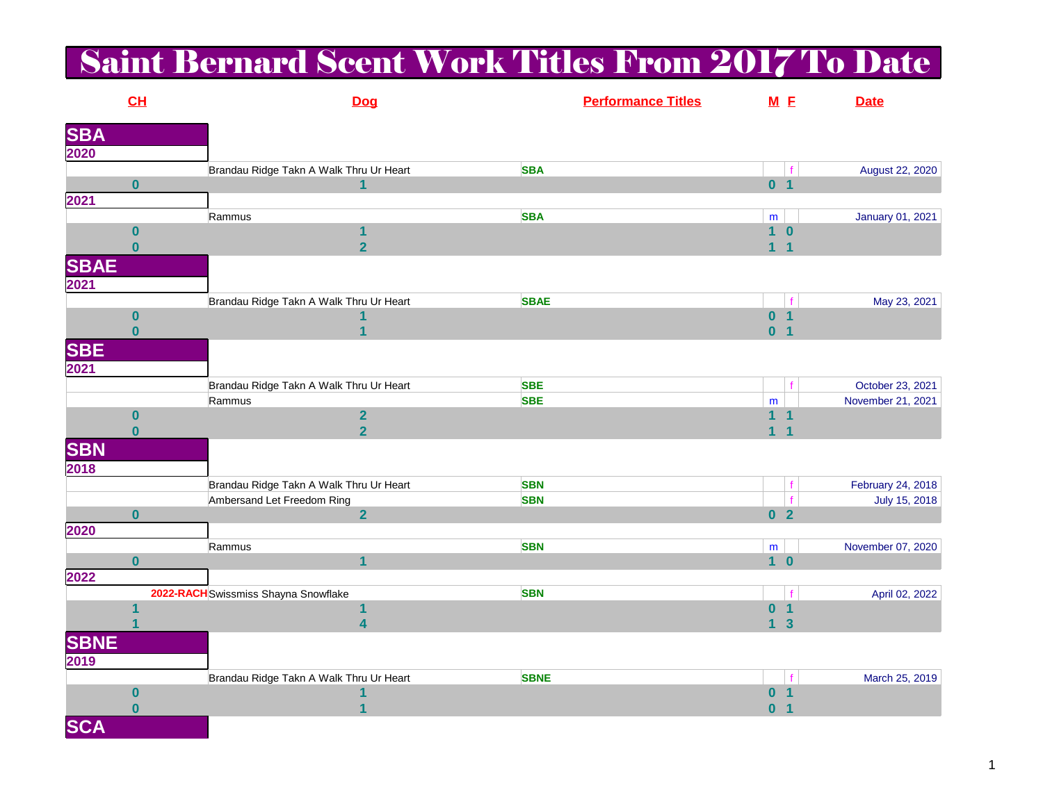# Saint Bernard Scent Work Titles From 2017 To Date

| CH | Dog | Performance Titles | M | F | Date |
|---|---|---|---|---|---|
| **SBA** | | | | | |
| **2020** | | | | | |
| | Brandau Ridge Takn A Walk Thru Ur Heart | **SBA** | | f | August 22, 2020 |
| **0** | **1** | | **0** | **1** | |
| **2021** | | | | | |
| | Rammus | **SBA** | m | | January 01, 2021 |
| **0** | **1** | | **1** | **0** | |
| **0** | **2** | | **1** | **1** | |
| **SBAE** | | | | | |
| **2021** | | | | | |
| | Brandau Ridge Takn A Walk Thru Ur Heart | **SBAE** | | f | May 23, 2021 |
| **0** | **1** | | **0** | **1** | |
| **0** | **1** | | **0** | **1** | |
| **SBE** | | | | | |
| **2021** | | | | | |
| | Brandau Ridge Takn A Walk Thru Ur Heart | **SBE** | | f | October 23, 2021 |
| | Rammus | **SBE** | m | | November 21, 2021 |
| **0** | **2** | | **1** | **1** | |
| **0** | **2** | | **1** | **1** | |
| **SBN** | | | | | |
| **2018** | | | | | |
| | Brandau Ridge Takn A Walk Thru Ur Heart | **SBN** | | f | February 24, 2018 |
| | Ambersand Let Freedom Ring | **SBN** | | f | July 15, 2018 |
| **0** | **2** | | **0** | **2** | |
| **2020** | | | | | |
| | Rammus | **SBN** | m | | November 07, 2020 |
| **0** | **1** | | **1** | **0** | |
| **2022** | | | | | |
| **2022-RACH** | Swissmiss Shayna Snowflake | **SBN** | | f | April 02, 2022 |
| **1** | **1** | | **0** | **1** | |
| **1** | **4** | | **1** | **3** | |
| **SBNE** | | | | | |
| **2019** | | | | | |
| | Brandau Ridge Takn A Walk Thru Ur Heart | **SBNE** | | f | March 25, 2019 |
| **0** | **1** | | **0** | **1** | |
| **0** | **1** | | **0** | **1** | |
| **SCA** | | | | | |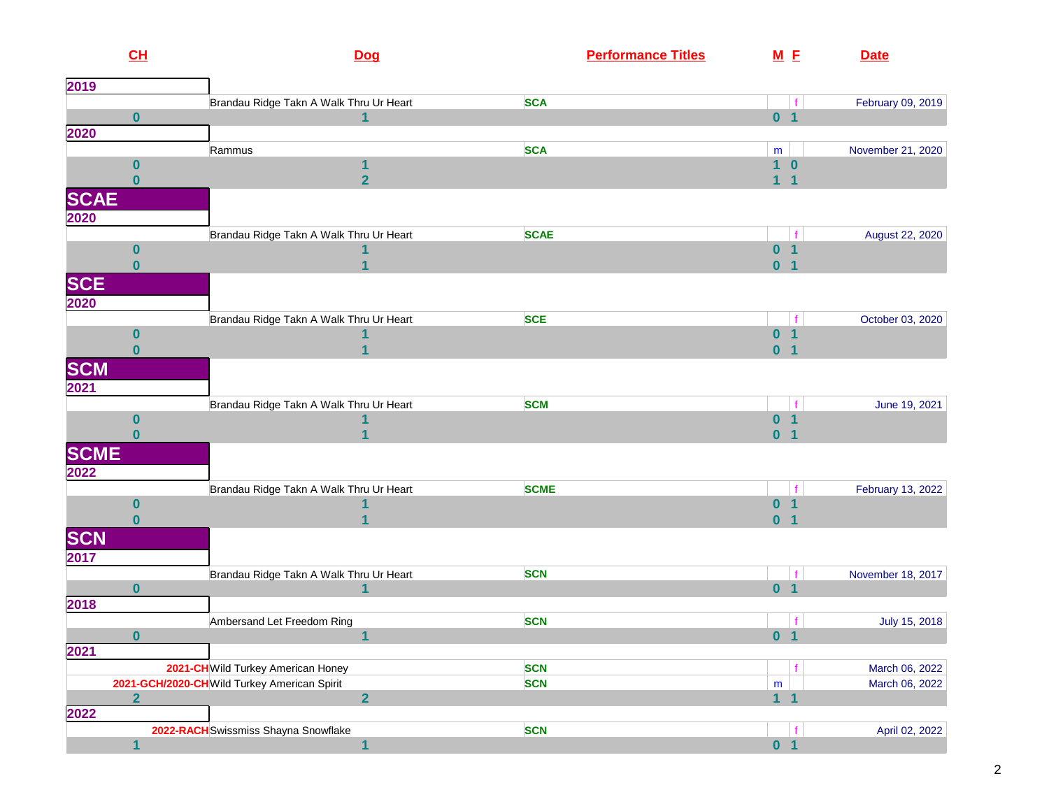| CH | Dog | Performance Titles | M | F | Date |
|---|---|---|---|---|---|
| **2019** | | | | | |
| | Brandau Ridge Takn A Walk Thru Ur Heart | SCA | | f | February 09, 2019 |
| 0 | 1 | | 0 | 1 | |
| **2020** | | | | | |
| | Rammus | SCA | m | | November 21, 2020 |
| 0 | 1 | | 1 | 0 | |
| 0 | 2 | | 1 | 1 | |

## SCAE

| CH | Dog | Performance Titles | M | F | Date |
|---|---|---|---|---|---|
| **2020** | | | | | |
| | Brandau Ridge Takn A Walk Thru Ur Heart | SCAE | | f | August 22, 2020 |
| 0 | 1 | | 0 | 1 | |
| 0 | 1 | | 0 | 1 | |

## SCE

| CH | Dog | Performance Titles | M | F | Date |
|---|---|---|---|---|---|
| **2020** | | | | | |
| | Brandau Ridge Takn A Walk Thru Ur Heart | SCE | | f | October 03, 2020 |
| 0 | 1 | | 0 | 1 | |
| 0 | 1 | | 0 | 1 | |

## SCM

| CH | Dog | Performance Titles | M | F | Date |
|---|---|---|---|---|---|
| **2021** | | | | | |
| | Brandau Ridge Takn A Walk Thru Ur Heart | SCM | | f | June 19, 2021 |
| 0 | 1 | | 0 | 1 | |
| 0 | 1 | | 0 | 1 | |

## SCME

| CH | Dog | Performance Titles | M | F | Date |
|---|---|---|---|---|---|
| **2022** | | | | | |
| | Brandau Ridge Takn A Walk Thru Ur Heart | SCME | | f | February 13, 2022 |
| 0 | 1 | | 0 | 1 | |
| 0 | 1 | | 0 | 1 | |

## SCN

| CH | Dog | Performance Titles | M | F | Date |
|---|---|---|---|---|---|
| **2017** | | | | | |
| | Brandau Ridge Takn A Walk Thru Ur Heart | SCN | | f | November 18, 2017 |
| 0 | 1 | | 0 | 1 | |
| **2018** | | | | | |
| | Ambersand Let Freedom Ring | SCN | | f | July 15, 2018 |
| 0 | 1 | | 0 | 1 | |
| **2021** | | | | | |
| 2021-CH | Wild Turkey American Honey | SCN | | f | March 06, 2022 |
| 2021-GCH/2020-CH | Wild Turkey American Spirit | SCN | m | | March 06, 2022 |
| 2 | 2 | | 1 | 1 | |
| **2022** | | | | | |
| 2022-RACH | Swissmiss Shayna Snowflake | SCN | | f | April 02, 2022 |
| 1 | 1 | | 0 | 1 | |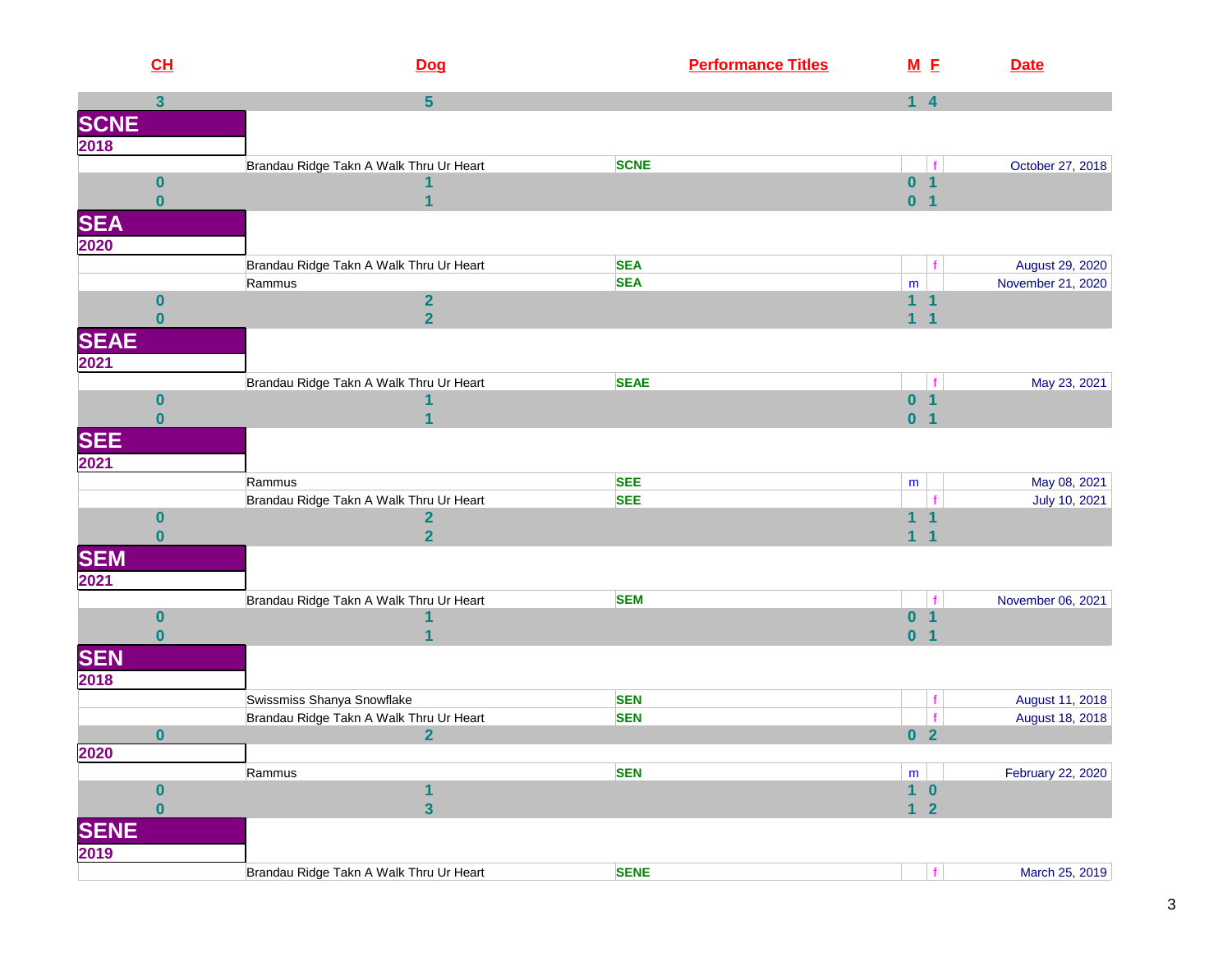| CH | Dog | Performance Titles | M | F | Date |
|---|---|---|---|---|---|
| 3 | 5 | | 1 | 4 | |
| **SCNE** | | | | | |
| **2018** | | | | | |
| | Brandau Ridge Takn A Walk Thru Ur Heart | SCNE | | f | October 27, 2018 |
| 0 | 1 | | 0 | 1 | |
| 0 | 1 | | 0 | 1 | |
| **SEA** | | | | | |
| **2020** | | | | | |
| | Brandau Ridge Takn A Walk Thru Ur Heart | SEA | | f | August 29, 2020 |
| | Rammus | SEA | m | | November 21, 2020 |
| 0 | 2 | | 1 | 1 | |
| 0 | 2 | | 1 | 1 | |
| **SEAE** | | | | | |
| **2021** | | | | | |
| | Brandau Ridge Takn A Walk Thru Ur Heart | SEAE | | f | May 23, 2021 |
| 0 | 1 | | 0 | 1 | |
| 0 | 1 | | 0 | 1 | |
| **SEE** | | | | | |
| **2021** | | | | | |
| | Rammus | SEE | m | | May 08, 2021 |
| | Brandau Ridge Takn A Walk Thru Ur Heart | SEE | | f | July 10, 2021 |
| 0 | 2 | | 1 | 1 | |
| 0 | 2 | | 1 | 1 | |
| **SEM** | | | | | |
| **2021** | | | | | |
| | Brandau Ridge Takn A Walk Thru Ur Heart | SEM | | f | November 06, 2021 |
| 0 | 1 | | 0 | 1 | |
| 0 | 1 | | 0 | 1 | |
| **SEN** | | | | | |
| **2018** | | | | | |
| | Swissmiss Shanya Snowflake | SEN | | f | August 11, 2018 |
| | Brandau Ridge Takn A Walk Thru Ur Heart | SEN | | f | August 18, 2018 |
| 0 | 2 | | 0 | 2 | |
| **2020** | | | | | |
| | Rammus | SEN | m | | February 22, 2020 |
| 0 | 1 | | 1 | 0 | |
| 0 | 3 | | 1 | 2 | |
| **SENE** | | | | | |
| **2019** | | | | | |
| | Brandau Ridge Takn A Walk Thru Ur Heart | SENE | | f | March 25, 2019 |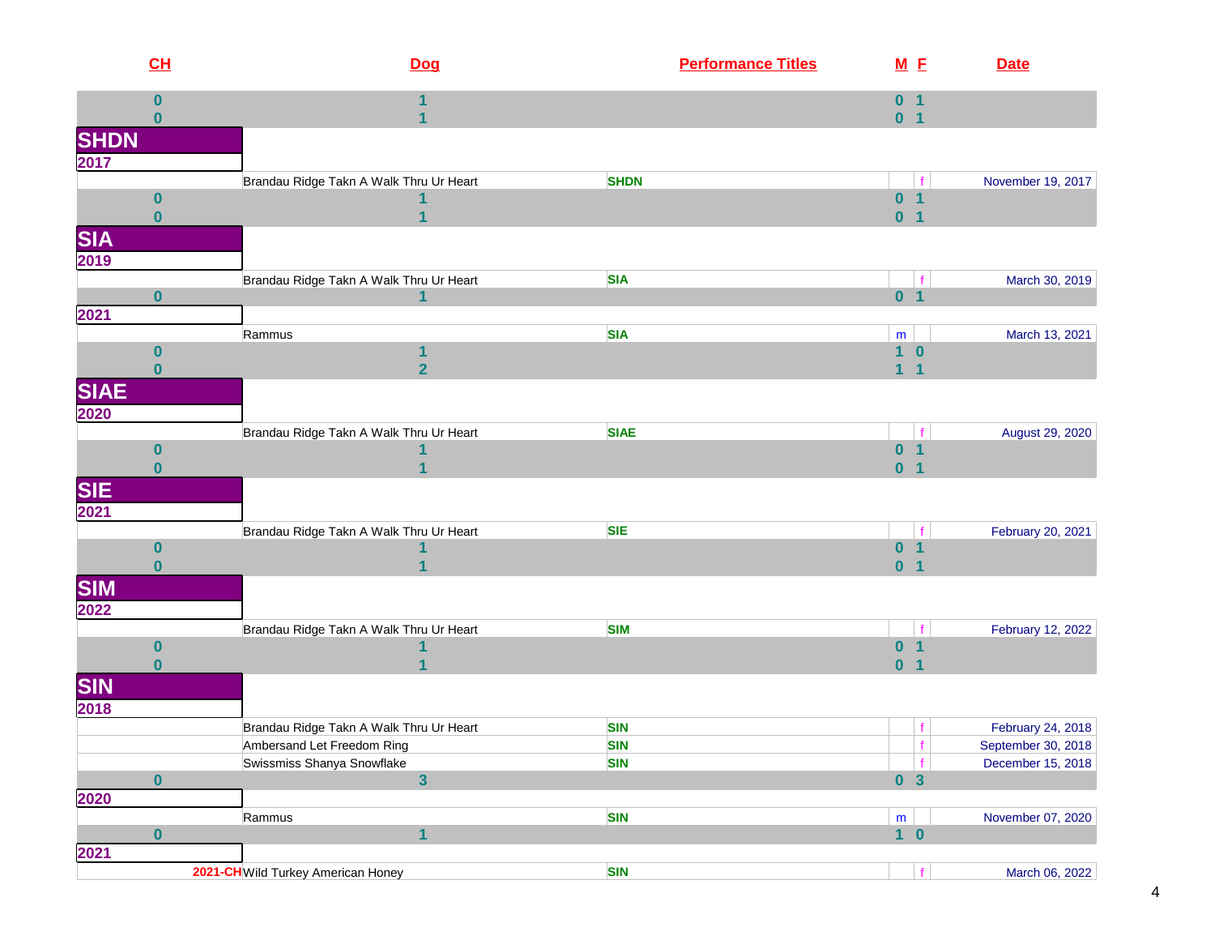| CH | Dog | Performance Titles | M | F | Date |
|---|---|---|---|---|---|
| 0 | 1 | | 0 | 1 | |
| 0 | 1 | | 0 | 1 | |
| **SHDN** | | | | | |
| **2017** | | | | | |
| | Brandau Ridge Takn A Walk Thru Ur Heart | SHDN | | f | November 19, 2017 |
| 0 | 1 | | 0 | 1 | |
| 0 | 1 | | 0 | 1 | |
| **SIA** | | | | | |
| **2019** | | | | | |
| | Brandau Ridge Takn A Walk Thru Ur Heart | SIA | | f | March 30, 2019 |
| 0 | 1 | | 0 | 1 | |
| **2021** | | | | | |
| | Rammus | SIA | m | | March 13, 2021 |
| 0 | 1 | | 1 | 0 | |
| 0 | 2 | | 1 | 1 | |
| **SIAE** | | | | | |
| **2020** | | | | | |
| | Brandau Ridge Takn A Walk Thru Ur Heart | SIAE | | f | August 29, 2020 |
| 0 | 1 | | 0 | 1 | |
| 0 | 1 | | 0 | 1 | |
| **SIE** | | | | | |
| **2021** | | | | | |
| | Brandau Ridge Takn A Walk Thru Ur Heart | SIE | | f | February 20, 2021 |
| 0 | 1 | | 0 | 1 | |
| 0 | 1 | | 0 | 1 | |
| **SIM** | | | | | |
| **2022** | | | | | |
| | Brandau Ridge Takn A Walk Thru Ur Heart | SIM | | f | February 12, 2022 |
| 0 | 1 | | 0 | 1 | |
| 0 | 1 | | 0 | 1 | |
| **SIN** | | | | | |
| **2018** | | | | | |
| | Brandau Ridge Takn A Walk Thru Ur Heart | SIN | | f | February 24, 2018 |
| | Ambersand Let Freedom Ring | SIN | | f | September 30, 2018 |
| | Swissmiss Shanya Snowflake | SIN | | f | December 15, 2018 |
| 0 | 3 | | 0 | 3 | |
| **2020** | | | | | |
| | Rammus | SIN | m | | November 07, 2020 |
| 0 | 1 | | 1 | 0 | |
| **2021** | | | | | |
| 2021-CH | Wild Turkey American Honey | SIN | | f | March 06, 2022 |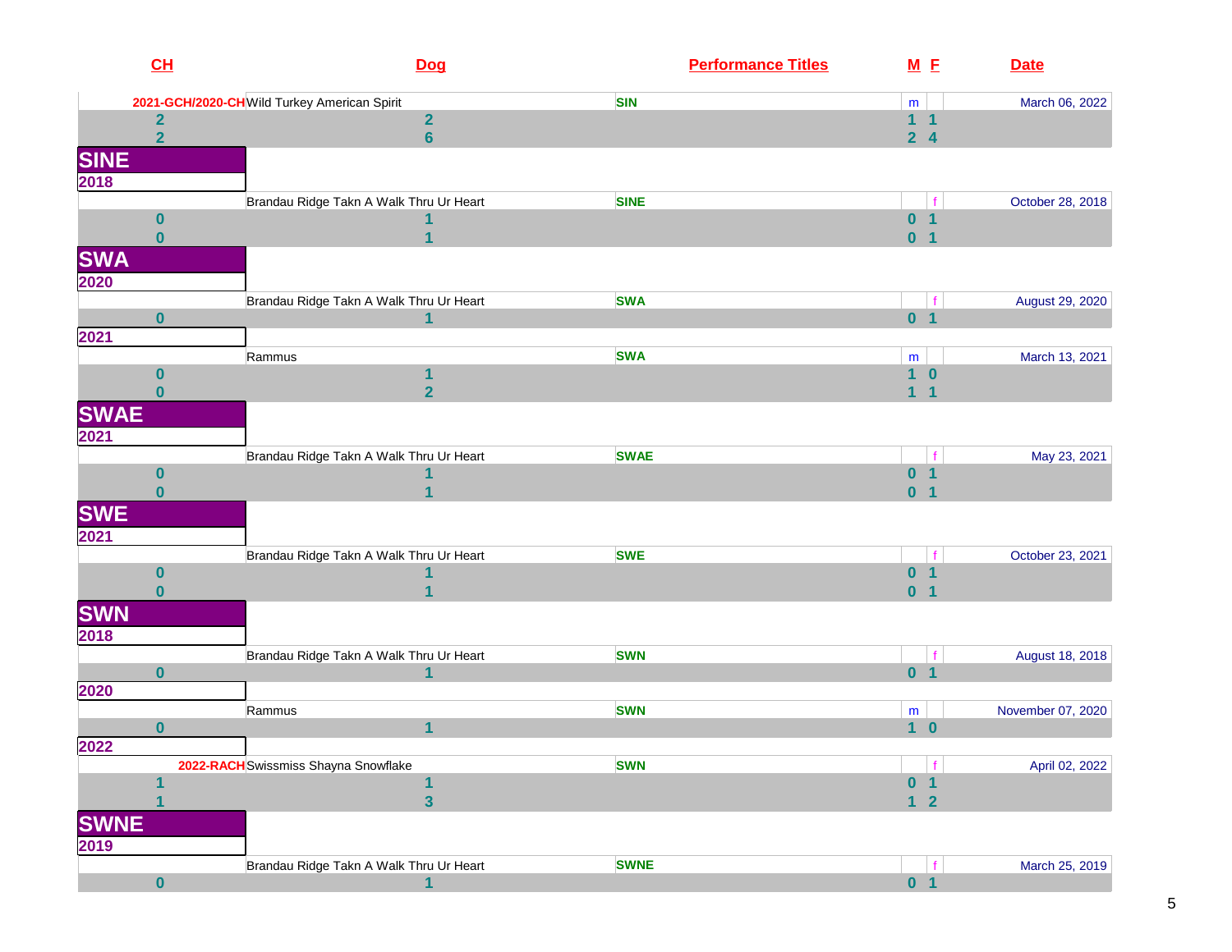| CH | Dog | Performance Titles | M | F | Date |
|---|---|---|---|---|---|
| 2021-GCH/2020-CH | Wild Turkey American Spirit | SIN | m | | March 06, 2022 |
| 2 | 2 | | 1 | 1 | |
| 2 | 6 | | 2 | 4 | |

## SINE

**2018**

| CH | Dog | Performance Titles | M | F | Date |
|---|---|---|---|---|---|
| | Brandau Ridge Takn A Walk Thru Ur Heart | SINE | | f | October 28, 2018 |
| 0 | 1 | | 0 | 1 | |
| 0 | 1 | | 0 | 1 | |

## SWA

**2020**

| CH | Dog | Performance Titles | M | F | Date |
|---|---|---|---|---|---|
| | Brandau Ridge Takn A Walk Thru Ur Heart | SWA | | f | August 29, 2020 |
| 0 | 1 | | 0 | 1 | |

**2021**

| CH | Dog | Performance Titles | M | F | Date |
|---|---|---|---|---|---|
| | Rammus | SWA | m | | March 13, 2021 |
| 0 | 1 | | 1 | 0 | |
| 0 | 2 | | 1 | 1 | |

## SWAE

**2021**

| CH | Dog | Performance Titles | M | F | Date |
|---|---|---|---|---|---|
| | Brandau Ridge Takn A Walk Thru Ur Heart | SWAE | | f | May 23, 2021 |
| 0 | 1 | | 0 | 1 | |
| 0 | 1 | | 0 | 1 | |

## SWE

**2021**

| CH | Dog | Performance Titles | M | F | Date |
|---|---|---|---|---|---|
| | Brandau Ridge Takn A Walk Thru Ur Heart | SWE | | f | October 23, 2021 |
| 0 | 1 | | 0 | 1 | |
| 0 | 1 | | 0 | 1 | |

## SWN

**2018**

| CH | Dog | Performance Titles | M | F | Date |
|---|---|---|---|---|---|
| | Brandau Ridge Takn A Walk Thru Ur Heart | SWN | | f | August 18, 2018 |
| 0 | 1 | | 0 | 1 | |

**2020**

| CH | Dog | Performance Titles | M | F | Date |
|---|---|---|---|---|---|
| | Rammus | SWN | m | | November 07, 2020 |
| 0 | 1 | | 1 | 0 | |

**2022**

| CH | Dog | Performance Titles | M | F | Date |
|---|---|---|---|---|---|
| 2022-RACH | Swissmiss Shayna Snowflake | SWN | | f | April 02, 2022 |
| 1 | 1 | | 0 | 1 | |
| 1 | 3 | | 1 | 2 | |

## SWNE

**2019**

| CH | Dog | Performance Titles | M | F | Date |
|---|---|---|---|---|---|
| | Brandau Ridge Takn A Walk Thru Ur Heart | SWNE | | f | March 25, 2019 |
| 0 | 1 | | 0 | 1 | |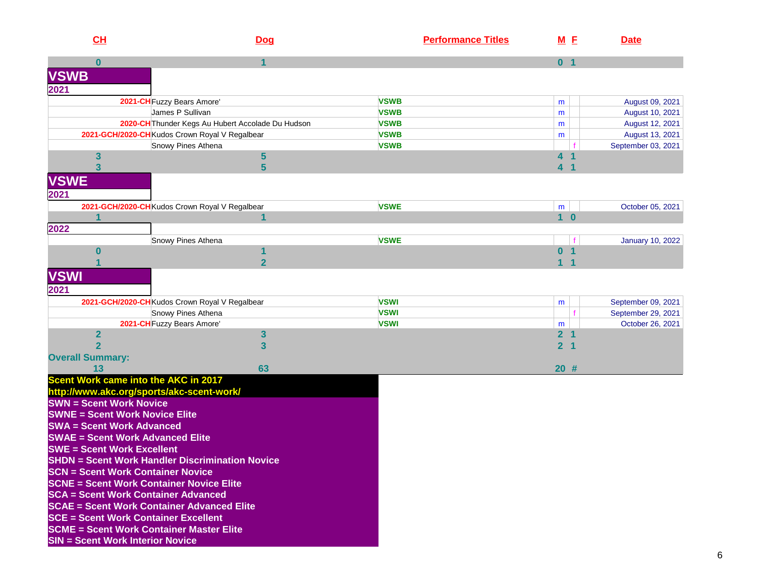| CH | Dog | Performance Titles | M | F | Date |
|---|---|---|---|---|---|
| 0 | 1 | | 0 | 1 | |

## VSWB

**2021**

| CH | Dog | Performance Titles | M | F | Date |
|---|---|---|---|---|---|
| 2021-CH | Fuzzy Bears Amore' | VSWB | m | | August 09, 2021 |
| | James P Sullivan | VSWB | m | | August 10, 2021 |
| 2020-CH | Thunder Kegs Au Hubert Accolade Du Hudson | VSWB | m | | August 12, 2021 |
| 2021-GCH/2020-CH | Kudos Crown Royal V Regalbear | VSWB | m | | August 13, 2021 |
| | Snowy Pines Athena | VSWB | | f | September 03, 2021 |
| 3 | 5 | | 4 | 1 | |
| 3 | 5 | | 4 | 1 | |

## VSWE

**2021**

| CH | Dog | Performance Titles | M | F | Date |
|---|---|---|---|---|---|
| 2021-GCH/2020-CH | Kudos Crown Royal V Regalbear | VSWE | m | | October 05, 2021 |
| 1 | 1 | | 1 | 0 | |

**2022**

| CH | Dog | Performance Titles | M | F | Date |
|---|---|---|---|---|---|
| | Snowy Pines Athena | VSWE | | f | January 10, 2022 |
| 0 | 1 | | 0 | 1 | |
| 1 | 2 | | 1 | 1 | |

## VSWI

**2021**

| CH | Dog | Performance Titles | M | F | Date |
|---|---|---|---|---|---|
| 2021-GCH/2020-CH | Kudos Crown Royal V Regalbear | VSWI | m | | September 09, 2021 |
| | Snowy Pines Athena | VSWI | | f | September 29, 2021 |
| 2021-CH | Fuzzy Bears Amore' | VSWI | m | | October 26, 2021 |
| 2 | 3 | | 2 | 1 | |
| 2 | 3 | | 2 | 1 | |

**Overall Summary:**

| CH | Dog | | M | F |
|---|---|---|---|---|
| 13 | 63 | | 20 | # |

**Scent Work came into the AKC in 2017**
**http://www.akc.org/sports/akc-scent-work/**

**SWN = Scent Work Novice**
**SWNE = Scent Work Novice Elite**
**SWA = Scent Work Advanced**
**SWAE = Scent Work Advanced Elite**
**SWE = Scent Work Excellent**
**SHDN = Scent Work Handler Discrimination Novice**
**SCN = Scent Work Container Novice**
**SCNE = Scent Work Container Novice Elite**
**SCA = Scent Work Container Advanced**
**SCAE = Scent Work Container Advanced Elite**
**SCE = Scent Work Container Excellent**
**SCME = Scent Work Container Master Elite**
**SIN = Scent Work Interior Novice**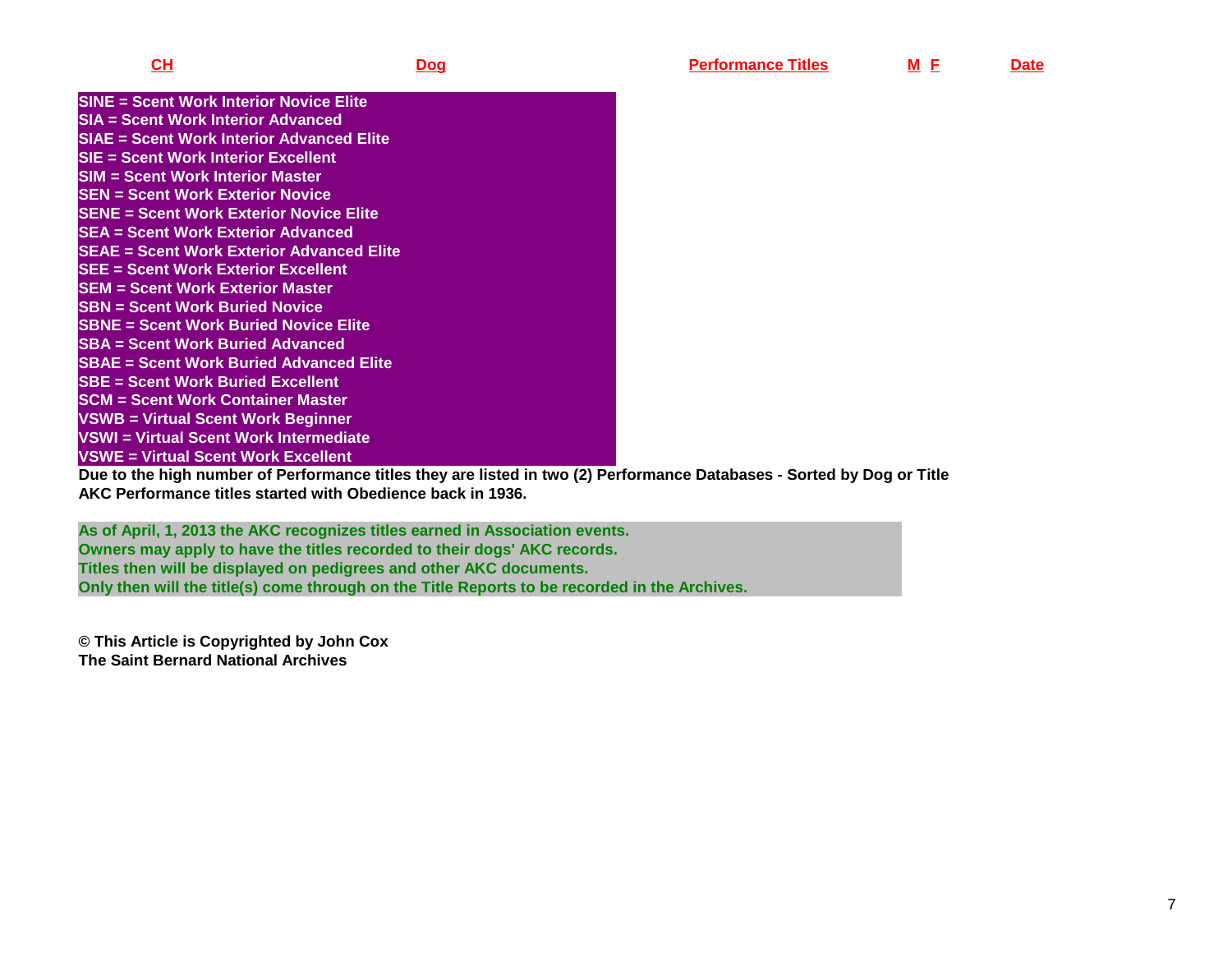| CH | Dog | Performance Titles | M F | Date |
|---|---|---|---|---|

**SINE = Scent Work Interior Novice Elite**
**SIA = Scent Work Interior Advanced**
**SIAE = Scent Work Interior Advanced Elite**
**SIE = Scent Work Interior Excellent**
**SIM = Scent Work Interior Master**
**SEN = Scent Work Exterior Novice**
**SENE = Scent Work Exterior Novice Elite**
**SEA = Scent Work Exterior Advanced**
**SEAE = Scent Work Exterior Advanced Elite**
**SEE = Scent Work Exterior Excellent**
**SEM = Scent Work Exterior Master**
**SBN = Scent Work Buried Novice**
**SBNE = Scent Work Buried Novice Elite**
**SBA = Scent Work Buried Advanced**
**SBAE = Scent Work Buried Advanced Elite**
**SBE = Scent Work Buried Excellent**
**SCM = Scent Work Container Master**
**VSWB = Virtual Scent Work Beginner**
**VSWI = Virtual Scent Work Intermediate**
**VSWE = Virtual Scent Work Excellent**

**Due to the high number of Performance titles they are listed in two (2) Performance Databases - Sorted by Dog or Title**
**AKC Performance titles started with Obedience back in 1936.**

**As of April, 1, 2013 the AKC recognizes titles earned in Association events.**
**Owners may apply to have the titles recorded to their dogs' AKC records.**
**Titles then will be displayed on pedigrees and other AKC documents.**
**Only then will the title(s) come through on the Title Reports to be recorded in the Archives.**

**© This Article is Copyrighted by John Cox**
**The Saint Bernard National Archives**